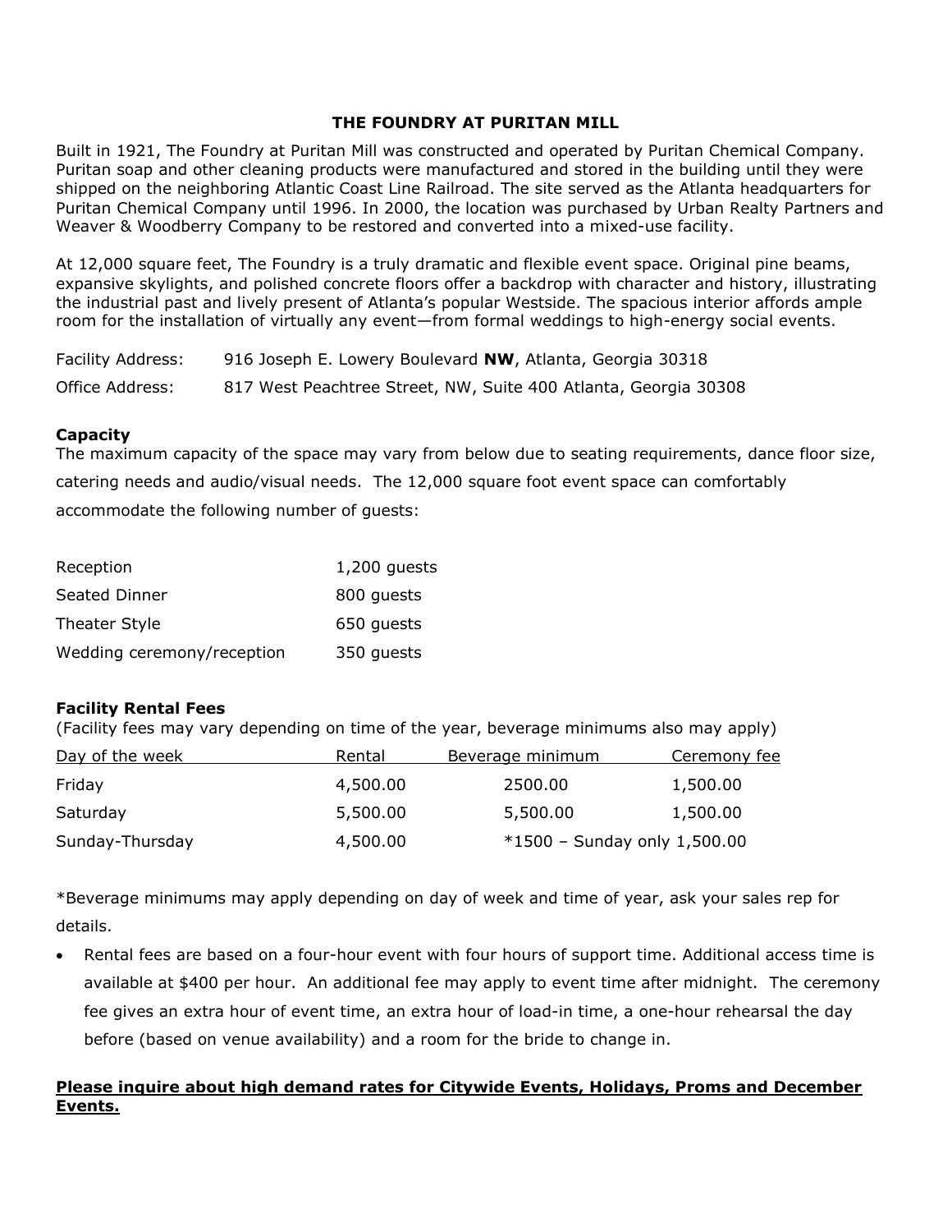# THE FOUNDRY AT PURITAN MILL

Built in 1921, The Foundry at Puritan Mill was constructed and operated by Puritan Chemical Company. Puritan soap and other cleaning products were manufactured and stored in the building until they were shipped on the neighboring Atlantic Coast Line Railroad. The site served as the Atlanta headquarters for Puritan Chemical Company until 1996. In 2000, the location was purchased by Urban Realty Partners and Weaver & Woodberry Company to be restored and converted into a mixed-use facility.

At 12,000 square feet, The Foundry is a truly dramatic and flexible event space. Original pine beams, expansive skylights, and polished concrete floors offer a backdrop with character and history, illustrating the industrial past and lively present of Atlanta's popular Westside. The spacious interior affords ample room for the installation of virtually any event—from formal weddings to high-energy social events.

Facility Address: 916 Joseph E. Lowery Boulevard **NW**, Atlanta, Georgia 30318

Office Address: 817 West Peachtree Street, NW, Suite 400 Atlanta, Georgia 30308

### Capacity

The maximum capacity of the space may vary from below due to seating requirements, dance floor size, catering needs and audio/visual needs. The 12,000 square foot event space can comfortably accommodate the following number of guests:

| | |
|---|---|
| Reception | 1,200 guests |
| Seated Dinner | 800 guests |
| Theater Style | 650 guests |
| Wedding ceremony/reception | 350 guests |

### Facility Rental Fees

(Facility fees may vary depending on time of the year, beverage minimums also may apply)

| Day of the week | Rental | Beverage minimum | Ceremony fee |
|---|---|---|---|
| Friday | 4,500.00 | 2500.00 | 1,500.00 |
| Saturday | 5,500.00 | 5,500.00 | 1,500.00 |
| Sunday-Thursday | 4,500.00 | *1500 – Sunday only | 1,500.00 |

*Beverage minimums may apply depending on day of week and time of year, ask your sales rep for details.

- Rental fees are based on a four-hour event with four hours of support time. Additional access time is available at $400 per hour. An additional fee may apply to event time after midnight. The ceremony fee gives an extra hour of event time, an extra hour of load-in time, a one-hour rehearsal the day before (based on venue availability) and a room for the bride to change in.

**Please inquire about high demand rates for Citywide Events, Holidays, Proms and December Events.**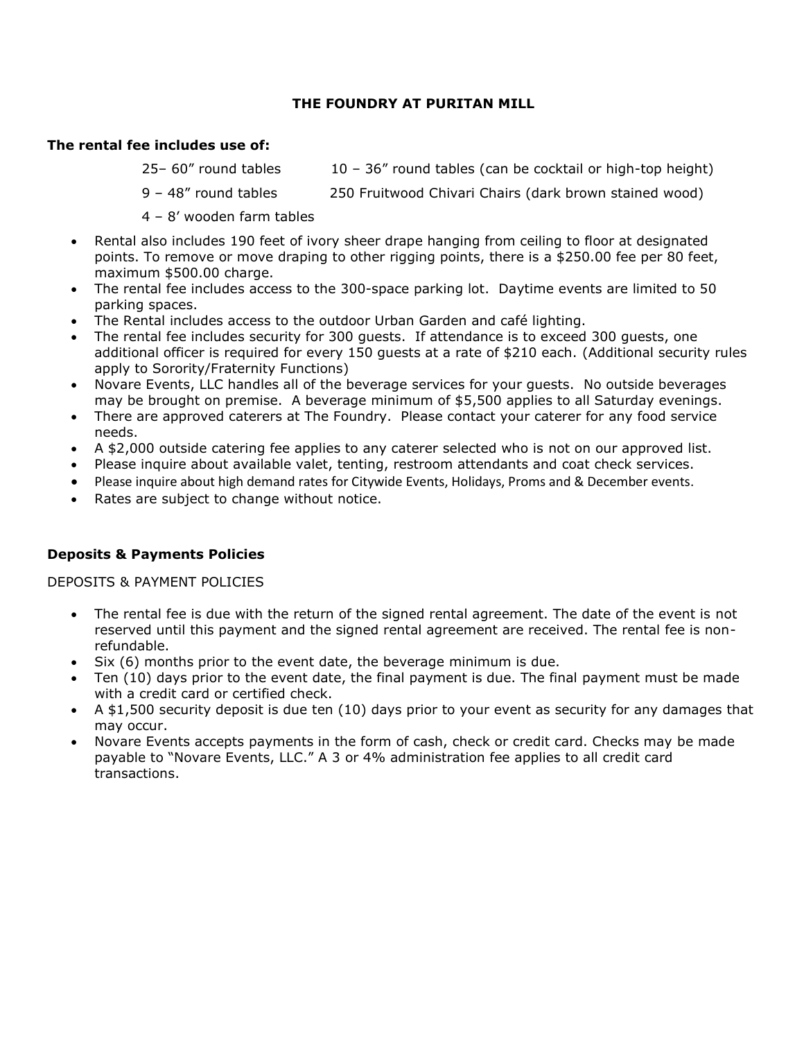# THE FOUNDRY AT PURITAN MILL

**The rental fee includes use of:**

25– 60" round tables
10 – 36" round tables (can be cocktail or high-top height)
9 – 48" round tables
250 Fruitwood Chivari Chairs (dark brown stained wood)
4 – 8' wooden farm tables

- Rental also includes 190 feet of ivory sheer drape hanging from ceiling to floor at designated points. To remove or move draping to other rigging points, there is a $250.00 fee per 80 feet, maximum $500.00 charge.
- The rental fee includes access to the 300-space parking lot. Daytime events are limited to 50 parking spaces.
- The Rental includes access to the outdoor Urban Garden and café lighting.
- The rental fee includes security for 300 guests. If attendance is to exceed 300 guests, one additional officer is required for every 150 guests at a rate of $210 each. (Additional security rules apply to Sorority/Fraternity Functions)
- Novare Events, LLC handles all of the beverage services for your guests. No outside beverages may be brought on premise. A beverage minimum of $5,500 applies to all Saturday evenings.
- There are approved caterers at The Foundry. Please contact your caterer for any food service needs.
- A $2,000 outside catering fee applies to any caterer selected who is not on our approved list.
- Please inquire about available valet, tenting, restroom attendants and coat check services.
- Please inquire about high demand rates for Citywide Events, Holidays, Proms and & December events.
- Rates are subject to change without notice.

**Deposits & Payments Policies**

DEPOSITS & PAYMENT POLICIES

- The rental fee is due with the return of the signed rental agreement. The date of the event is not reserved until this payment and the signed rental agreement are received. The rental fee is non-refundable.
- Six (6) months prior to the event date, the beverage minimum is due.
- Ten (10) days prior to the event date, the final payment is due. The final payment must be made with a credit card or certified check.
- A $1,500 security deposit is due ten (10) days prior to your event as security for any damages that may occur.
- Novare Events accepts payments in the form of cash, check or credit card. Checks may be made payable to "Novare Events, LLC." A 3 or 4% administration fee applies to all credit card transactions.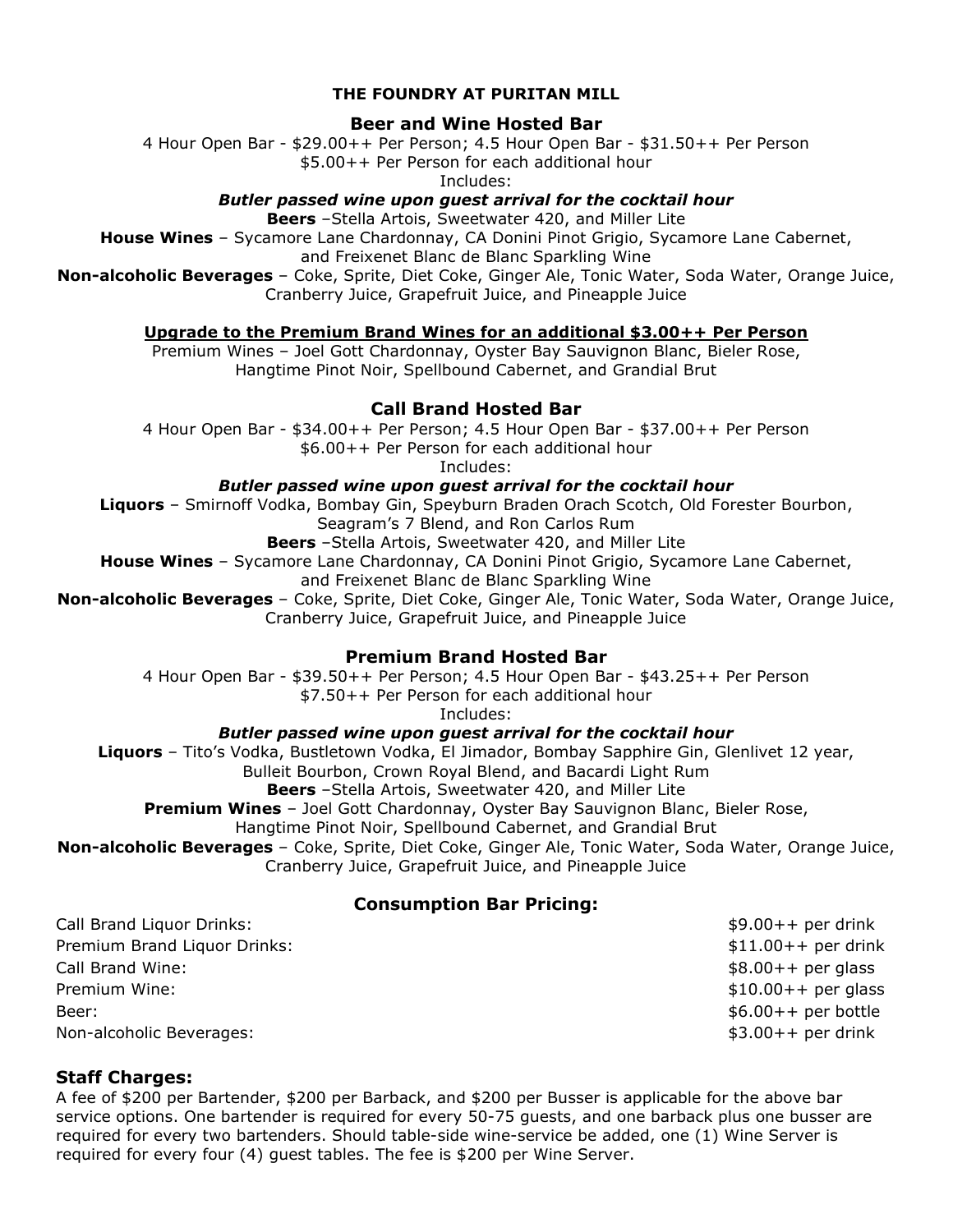# THE FOUNDRY AT PURITAN MILL

## Beer and Wine Hosted Bar

4 Hour Open Bar - $29.00++ Per Person; 4.5 Hour Open Bar - $31.50++ Per Person
$5.00++ Per Person for each additional hour
Includes:

***Butler passed wine upon guest arrival for the cocktail hour***

**Beers** –Stella Artois, Sweetwater 420, and Miller Lite

**House Wines** – Sycamore Lane Chardonnay, CA Donini Pinot Grigio, Sycamore Lane Cabernet, and Freixenet Blanc de Blanc Sparkling Wine

**Non-alcoholic Beverages** – Coke, Sprite, Diet Coke, Ginger Ale, Tonic Water, Soda Water, Orange Juice, Cranberry Juice, Grapefruit Juice, and Pineapple Juice

**Upgrade to the Premium Brand Wines for an additional $3.00++ Per Person**

Premium Wines – Joel Gott Chardonnay, Oyster Bay Sauvignon Blanc, Bieler Rose, Hangtime Pinot Noir, Spellbound Cabernet, and Grandial Brut

## Call Brand Hosted Bar

4 Hour Open Bar - $34.00++ Per Person; 4.5 Hour Open Bar - $37.00++ Per Person
$6.00++ Per Person for each additional hour
Includes:

***Butler passed wine upon guest arrival for the cocktail hour***

**Liquors** – Smirnoff Vodka, Bombay Gin, Speyburn Braden Orach Scotch, Old Forester Bourbon, Seagram's 7 Blend, and Ron Carlos Rum

**Beers** –Stella Artois, Sweetwater 420, and Miller Lite

**House Wines** – Sycamore Lane Chardonnay, CA Donini Pinot Grigio, Sycamore Lane Cabernet, and Freixenet Blanc de Blanc Sparkling Wine

**Non-alcoholic Beverages** – Coke, Sprite, Diet Coke, Ginger Ale, Tonic Water, Soda Water, Orange Juice, Cranberry Juice, Grapefruit Juice, and Pineapple Juice

## Premium Brand Hosted Bar

4 Hour Open Bar - $39.50++ Per Person; 4.5 Hour Open Bar - $43.25++ Per Person
$7.50++ Per Person for each additional hour
Includes:

***Butler passed wine upon guest arrival for the cocktail hour***

**Liquors** – Tito's Vodka, Bustletown Vodka, El Jimador, Bombay Sapphire Gin, Glenlivet 12 year, Bulleit Bourbon, Crown Royal Blend, and Bacardi Light Rum

**Beers** –Stella Artois, Sweetwater 420, and Miller Lite

**Premium Wines** – Joel Gott Chardonnay, Oyster Bay Sauvignon Blanc, Bieler Rose, Hangtime Pinot Noir, Spellbound Cabernet, and Grandial Brut

**Non-alcoholic Beverages** – Coke, Sprite, Diet Coke, Ginger Ale, Tonic Water, Soda Water, Orange Juice, Cranberry Juice, Grapefruit Juice, and Pineapple Juice

## Consumption Bar Pricing:

| | |
|---|---|
| Call Brand Liquor Drinks: | $9.00++ per drink |
| Premium Brand Liquor Drinks: | $11.00++ per drink |
| Call Brand Wine: | $8.00++ per glass |
| Premium Wine: | $10.00++ per glass |
| Beer: | $6.00++ per bottle |
| Non-alcoholic Beverages: | $3.00++ per drink |

## Staff Charges:

A fee of $200 per Bartender, $200 per Barback, and $200 per Busser is applicable for the above bar service options. One bartender is required for every 50-75 guests, and one barback plus one busser are required for every two bartenders. Should table-side wine-service be added, one (1) Wine Server is required for every four (4) guest tables. The fee is $200 per Wine Server.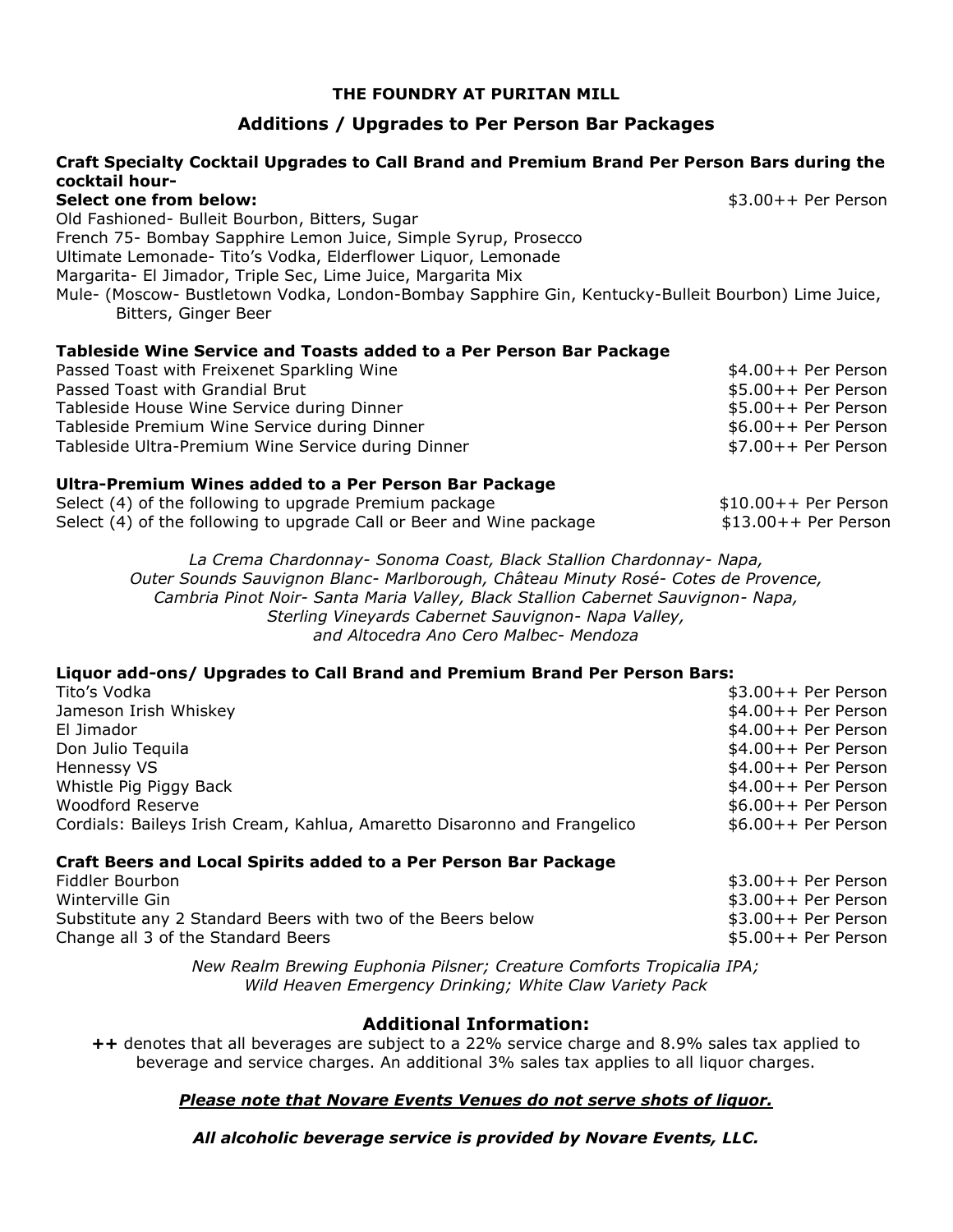**THE FOUNDRY AT PURITAN MILL**

## Additions / Upgrades to Per Person Bar Packages

**Craft Specialty Cocktail Upgrades to Call Brand and Premium Brand Per Person Bars during the cocktail hour-**

**Select one from below:** $3.00++ Per Person

Old Fashioned- Bulleit Bourbon, Bitters, Sugar
French 75- Bombay Sapphire Lemon Juice, Simple Syrup, Prosecco
Ultimate Lemonade- Tito's Vodka, Elderflower Liquor, Lemonade
Margarita- El Jimador, Triple Sec, Lime Juice, Margarita Mix
Mule- (Moscow- Bustletown Vodka, London-Bombay Sapphire Gin, Kentucky-Bulleit Bourbon) Lime Juice, Bitters, Ginger Beer

**Tableside Wine Service and Toasts added to a Per Person Bar Package**

| | |
|---|---|
| Passed Toast with Freixenet Sparkling Wine | $4.00++ Per Person |
| Passed Toast with Grandial Brut | $5.00++ Per Person |
| Tableside House Wine Service during Dinner | $5.00++ Per Person |
| Tableside Premium Wine Service during Dinner | $6.00++ Per Person |
| Tableside Ultra-Premium Wine Service during Dinner | $7.00++ Per Person |

**Ultra-Premium Wines added to a Per Person Bar Package**

| | |
|---|---|
| Select (4) of the following to upgrade Premium package | $10.00++ Per Person |
| Select (4) of the following to upgrade Call or Beer and Wine package | $13.00++ Per Person |

*La Crema Chardonnay- Sonoma Coast, Black Stallion Chardonnay- Napa, Outer Sounds Sauvignon Blanc- Marlborough, Château Minuty Rosé- Cotes de Provence, Cambria Pinot Noir- Santa Maria Valley, Black Stallion Cabernet Sauvignon- Napa, Sterling Vineyards Cabernet Sauvignon- Napa Valley, and Altocedra Ano Cero Malbec- Mendoza*

**Liquor add-ons/ Upgrades to Call Brand and Premium Brand Per Person Bars:**

| | |
|---|---|
| Tito's Vodka | $3.00++ Per Person |
| Jameson Irish Whiskey | $4.00++ Per Person |
| El Jimador | $4.00++ Per Person |
| Don Julio Tequila | $4.00++ Per Person |
| Hennessy VS | $4.00++ Per Person |
| Whistle Pig Piggy Back | $4.00++ Per Person |
| Woodford Reserve | $6.00++ Per Person |
| Cordials: Baileys Irish Cream, Kahlua, Amaretto Disaronno and Frangelico | $6.00++ Per Person |

**Craft Beers and Local Spirits added to a Per Person Bar Package**

| | |
|---|---|
| Fiddler Bourbon | $3.00++ Per Person |
| Winterville Gin | $3.00++ Per Person |
| Substitute any 2 Standard Beers with two of the Beers below | $3.00++ Per Person |
| Change all 3 of the Standard Beers | $5.00++ Per Person |

*New Realm Brewing Euphonia Pilsner; Creature Comforts Tropicalia IPA; Wild Heaven Emergency Drinking; White Claw Variety Pack*

### Additional Information:

**++** denotes that all beverages are subject to a 22% service charge and 8.9% sales tax applied to beverage and service charges. An additional 3% sales tax applies to all liquor charges.

***Please note that Novare Events Venues do not serve shots of liquor.***

***All alcoholic beverage service is provided by Novare Events, LLC.***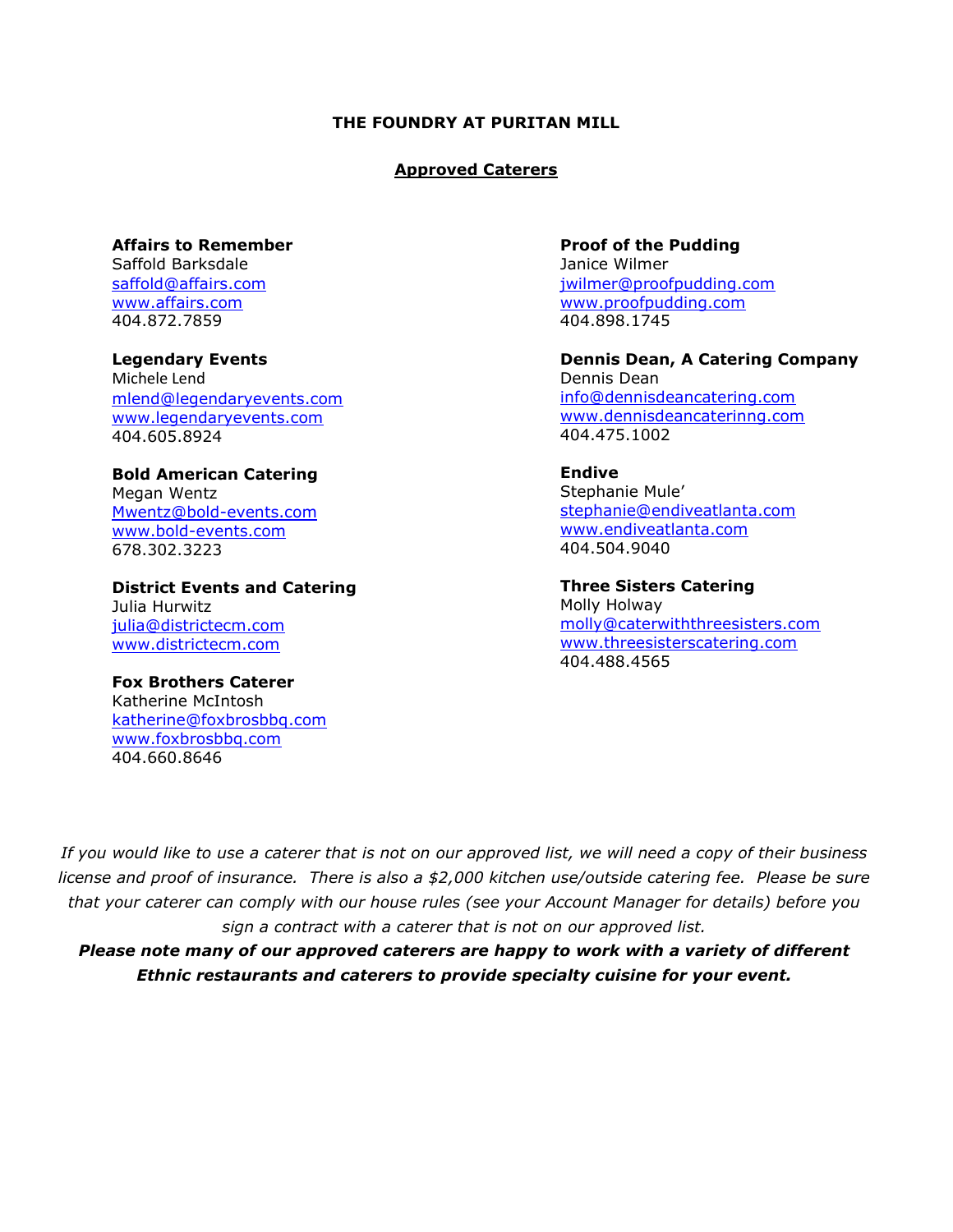**THE FOUNDRY AT PURITAN MILL**

**Approved Caterers**

**Affairs to Remember**
Saffold Barksdale
saffold@affairs.com
www.affairs.com
404.872.7859

**Legendary Events**
Michele Lend
mlend@legendaryevents.com
www.legendaryevents.com
404.605.8924

**Bold American Catering**
Megan Wentz
Mwentz@bold-events.com
www.bold-events.com
678.302.3223

**District Events and Catering**
Julia Hurwitz
julia@districtecm.com
www.districtecm.com

**Fox Brothers Caterer**
Katherine McIntosh
katherine@foxbrosbbq.com
www.foxbrosbbq.com
404.660.8646

**Proof of the Pudding**
Janice Wilmer
jwilmer@proofpudding.com
www.proofpudding.com
404.898.1745

**Dennis Dean, A Catering Company**
Dennis Dean
info@dennisdeancatering.com
www.dennisdeancateringg.com
404.475.1002

**Endive**
Stephanie Mule'
stephanie@endiveatlanta.com
www.endiveatlanta.com
404.504.9040

**Three Sisters Catering**
Molly Holway
molly@caterwiththreesisters.com
www.threesisterscatering.com
404.488.4565

*If you would like to use a caterer that is not on our approved list, we will need a copy of their business license and proof of insurance. There is also a $2,000 kitchen use/outside catering fee. Please be sure that your caterer can comply with our house rules (see your Account Manager for details) before you sign a contract with a caterer that is not on our approved list.*

***Please note many of our approved caterers are happy to work with a variety of different Ethnic restaurants and caterers to provide specialty cuisine for your event.***